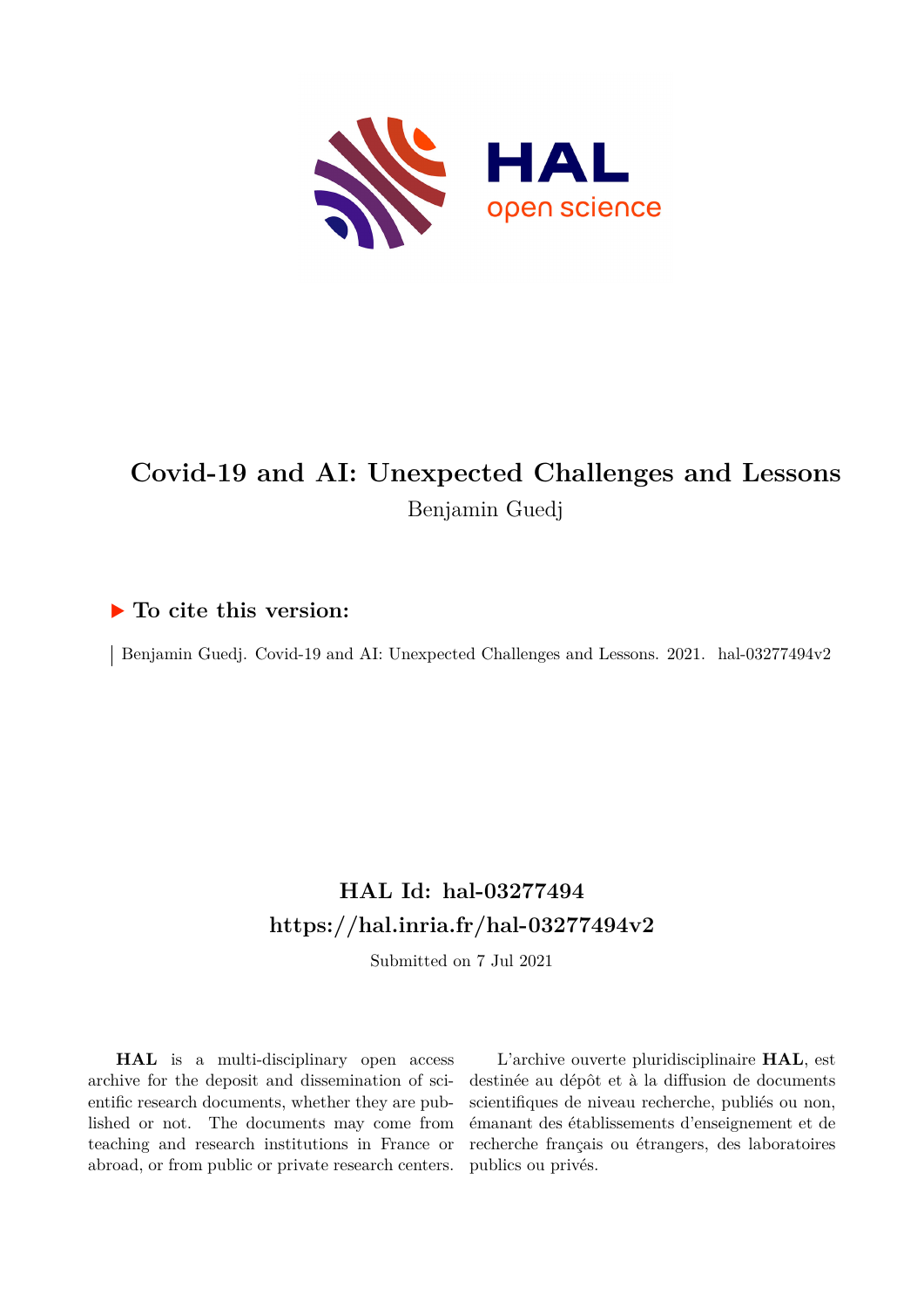# Covid-19 and AI: Unexpected Challenges and Lessons

Benjamin Guedj

## ▶ To cite this version:

Benjamin Guedj. Covid-19 and AI: Unexpected Challenges and Lessons. 2021. hal-03277494v2

## HAL Id: hal-03277494
## https://hal.inria.fr/hal-03277494v2

Submitted on 7 Jul 2021

**HAL** is a multi-disciplinary open access archive for the deposit and dissemination of scientific research documents, whether they are published or not. The documents may come from teaching and research institutions in France or abroad, or from public or private research centers.

L'archive ouverte pluridisciplinaire **HAL**, est destinée au dépôt et à la diffusion de documents scientifiques de niveau recherche, publiés ou non, émanant des établissements d'enseignement et de recherche français ou étrangers, des laboratoires publics ou privés.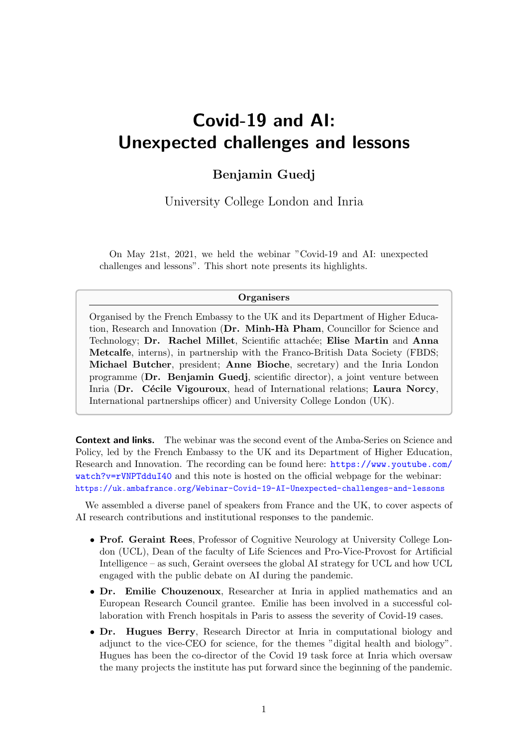# Covid-19 and AI: Unexpected challenges and lessons

**Benjamin Guedj**

University College London and Inria

On May 21st, 2021, we held the webinar "Covid-19 and AI: unexpected challenges and lessons". This short note presents its highlights.

> **Organisers**
>
> Organised by the French Embassy to the UK and its Department of Higher Education, Research and Innovation (**Dr. Minh-Hà Pham**, Councillor for Science and Technology; **Dr. Rachel Millet**, Scientific attachée; **Elise Martin** and **Anna Metcalfe**, interns), in partnership with the Franco-British Data Society (FBDS; **Michael Butcher**, president; **Anne Bioche**, secretary) and the Inria London programme (**Dr. Benjamin Guedj**, scientific director), a joint venture between Inria (**Dr. Cécile Vigouroux**, head of International relations; **Laura Norcy**, International partnerships officer) and University College London (UK).

**Context and links.** The webinar was the second event of the Amba-Series on Science and Policy, led by the French Embassy to the UK and its Department of Higher Education, Research and Innovation. The recording can be found here: https://www.youtube.com/watch?v=rVNPTdduI40 and this note is hosted on the official webpage for the webinar: https://uk.ambafrance.org/Webinar-Covid-19-AI-Unexpected-challenges-and-lessons

We assembled a diverse panel of speakers from France and the UK, to cover aspects of AI research contributions and institutional responses to the pandemic.

- **Prof. Geraint Rees**, Professor of Cognitive Neurology at University College London (UCL), Dean of the faculty of Life Sciences and Pro-Vice-Provost for Artificial Intelligence – as such, Geraint oversees the global AI strategy for UCL and how UCL engaged with the public debate on AI during the pandemic.
- **Dr. Emilie Chouzenoux**, Researcher at Inria in applied mathematics and an European Research Council grantee. Emilie has been involved in a successful collaboration with French hospitals in Paris to assess the severity of Covid-19 cases.
- **Dr. Hugues Berry**, Research Director at Inria in computational biology and adjunct to the vice-CEO for science, for the themes "digital health and biology". Hugues has been the co-director of the Covid 19 task force at Inria which oversaw the many projects the institute has put forward since the beginning of the pandemic.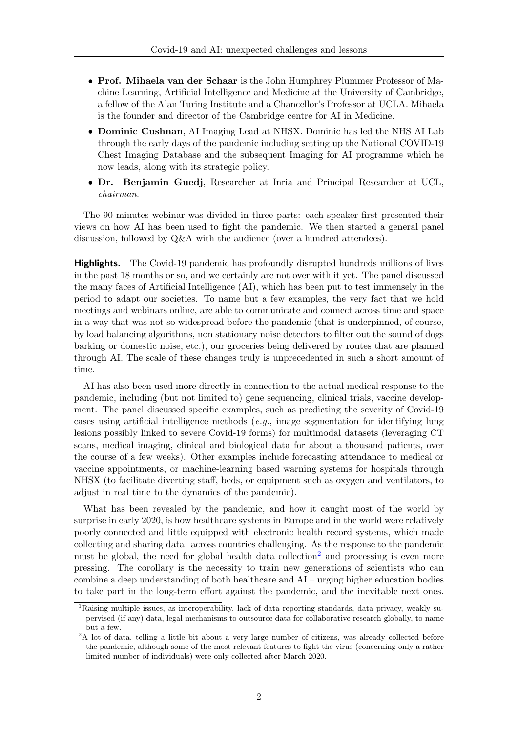- **Prof. Mihaela van der Schaar** is the John Humphrey Plummer Professor of Machine Learning, Artificial Intelligence and Medicine at the University of Cambridge, a fellow of the Alan Turing Institute and a Chancellor's Professor at UCLA. Mihaela is the founder and director of the Cambridge centre for AI in Medicine.
- **Dominic Cushnan**, AI Imaging Lead at NHSX. Dominic has led the NHS AI Lab through the early days of the pandemic including setting up the National COVID-19 Chest Imaging Database and the subsequent Imaging for AI programme which he now leads, along with its strategic policy.
- **Dr. Benjamin Guedj**, Researcher at Inria and Principal Researcher at UCL, *chairman*.

The 90 minutes webinar was divided in three parts: each speaker first presented their views on how AI has been used to fight the pandemic. We then started a general panel discussion, followed by Q&A with the audience (over a hundred attendees).

**Highlights.** The Covid-19 pandemic has profoundly disrupted hundreds millions of lives in the past 18 months or so, and we certainly are not over with it yet. The panel discussed the many faces of Artificial Intelligence (AI), which has been put to test immensely in the period to adapt our societies. To name but a few examples, the very fact that we hold meetings and webinars online, are able to communicate and connect across time and space in a way that was not so widespread before the pandemic (that is underpinned, of course, by load balancing algorithms, non stationary noise detectors to filter out the sound of dogs barking or domestic noise, etc.), our groceries being delivered by routes that are planned through AI. The scale of these changes truly is unprecedented in such a short amount of time.

AI has also been used more directly in connection to the actual medical response to the pandemic, including (but not limited to) gene sequencing, clinical trials, vaccine development. The panel discussed specific examples, such as predicting the severity of Covid-19 cases using artificial intelligence methods (*e.g.*, image segmentation for identifying lung lesions possibly linked to severe Covid-19 forms) for multimodal datasets (leveraging CT scans, medical imaging, clinical and biological data for about a thousand patients, over the course of a few weeks). Other examples include forecasting attendance to medical or vaccine appointments, or machine-learning based warning systems for hospitals through NHSX (to facilitate diverting staff, beds, or equipment such as oxygen and ventilators, to adjust in real time to the dynamics of the pandemic).

What has been revealed by the pandemic, and how it caught most of the world by surprise in early 2020, is how healthcare systems in Europe and in the world were relatively poorly connected and little equipped with electronic health record systems, which made collecting and sharing data[1] across countries challenging. As the response to the pandemic must be global, the need for global health data collection[2] and processing is even more pressing. The corollary is the necessity to train new generations of scientists who can combine a deep understanding of both healthcare and AI – urging higher education bodies to take part in the long-term effort against the pandemic, and the inevitable next ones.

[1] Raising multiple issues, as interoperability, lack of data reporting standards, data privacy, weakly supervised (if any) data, legal mechanisms to outsource data for collaborative research globally, to name but a few.

[2] A lot of data, telling a little bit about a very large number of citizens, was already collected before the pandemic, although some of the most relevant features to fight the virus (concerning only a rather limited number of individuals) were only collected after March 2020.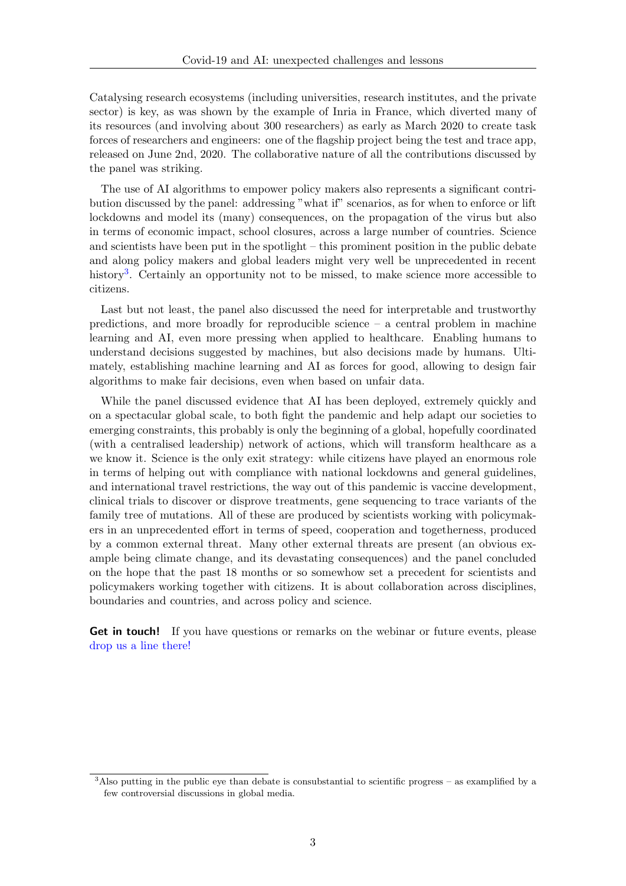Catalysing research ecosystems (including universities, research institutes, and the private sector) is key, as was shown by the example of Inria in France, which diverted many of its resources (and involving about 300 researchers) as early as March 2020 to create task forces of researchers and engineers: one of the flagship project being the test and trace app, released on June 2nd, 2020. The collaborative nature of all the contributions discussed by the panel was striking.

The use of AI algorithms to empower policy makers also represents a significant contribution discussed by the panel: addressing "what if" scenarios, as for when to enforce or lift lockdowns and model its (many) consequences, on the propagation of the virus but also in terms of economic impact, school closures, across a large number of countries. Science and scientists have been put in the spotlight – this prominent position in the public debate and along policy makers and global leaders might very well be unprecedented in recent history[3]. Certainly an opportunity not to be missed, to make science more accessible to citizens.

Last but not least, the panel also discussed the need for interpretable and trustworthy predictions, and more broadly for reproducible science – a central problem in machine learning and AI, even more pressing when applied to healthcare. Enabling humans to understand decisions suggested by machines, but also decisions made by humans. Ultimately, establishing machine learning and AI as forces for good, allowing to design fair algorithms to make fair decisions, even when based on unfair data.

While the panel discussed evidence that AI has been deployed, extremely quickly and on a spectacular global scale, to both fight the pandemic and help adapt our societies to emerging constraints, this probably is only the beginning of a global, hopefully coordinated (with a centralised leadership) network of actions, which will transform healthcare as a we know it. Science is the only exit strategy: while citizens have played an enormous role in terms of helping out with compliance with national lockdowns and general guidelines, and international travel restrictions, the way out of this pandemic is vaccine development, clinical trials to discover or disprove treatments, gene sequencing to trace variants of the family tree of mutations. All of these are produced by scientists working with policymakers in an unprecedented effort in terms of speed, cooperation and togetherness, produced by a common external threat. Many other external threats are present (an obvious example being climate change, and its devastating consequences) and the panel concluded on the hope that the past 18 months or so somewhow set a precedent for scientists and policymakers working together with citizens. It is about collaboration across disciplines, boundaries and countries, and across policy and science.

**Get in touch!** If you have questions or remarks on the webinar or future events, please drop us a line there!

[3] Also putting in the public eye than debate is consubstantial to scientific progress – as examplified by a few controversial discussions in global media.